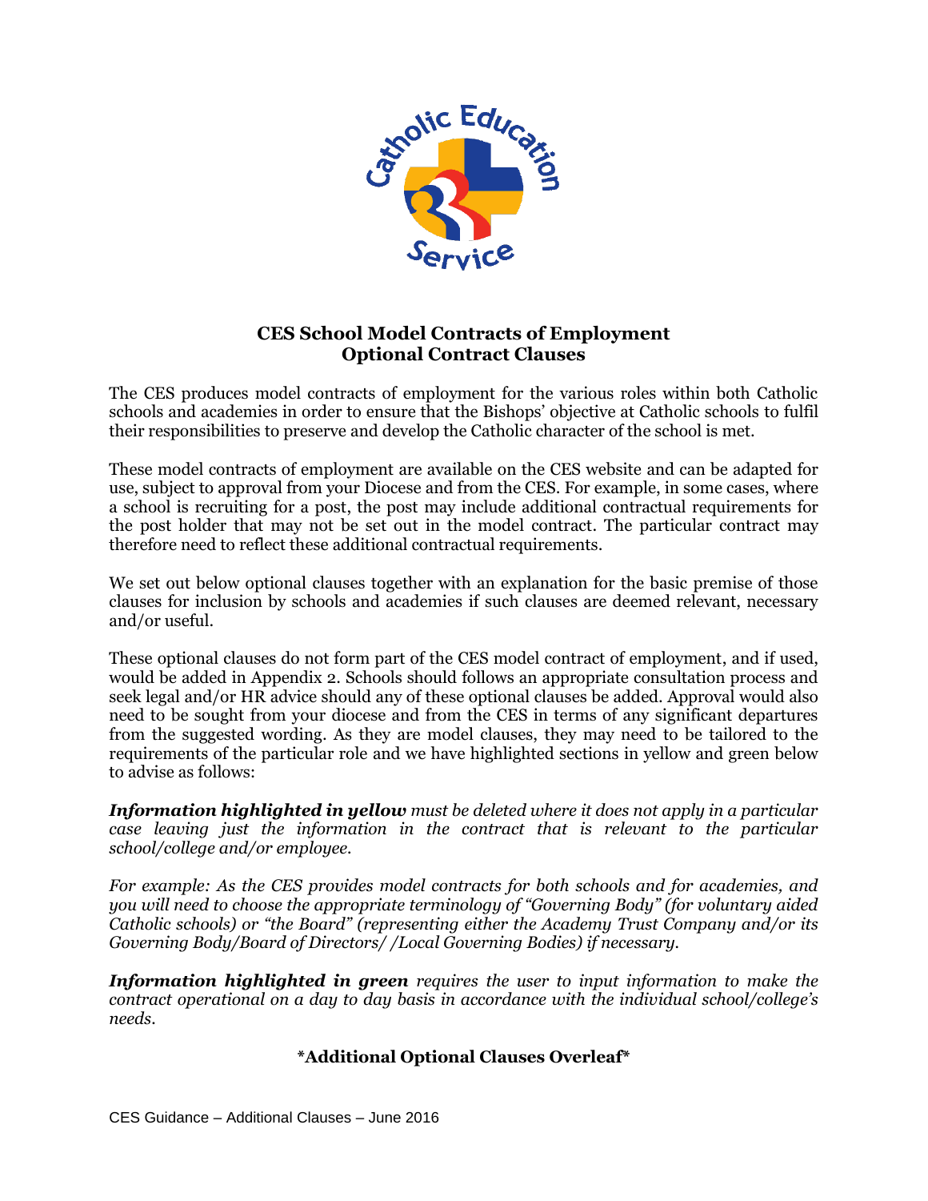# CES School Model Contracts of Employment
## Optional Contract Clauses

The CES produces model contracts of employment for the various roles within both Catholic schools and academies in order to ensure that the Bishops' objective at Catholic schools to fulfil their responsibilities to preserve and develop the Catholic character of the school is met.

These model contracts of employment are available on the CES website and can be adapted for use, subject to approval from your Diocese and from the CES. For example, in some cases, where a school is recruiting for a post, the post may include additional contractual requirements for the post holder that may not be set out in the model contract. The particular contract may therefore need to reflect these additional contractual requirements.

We set out below optional clauses together with an explanation for the basic premise of those clauses for inclusion by schools and academies if such clauses are deemed relevant, necessary and/or useful.

These optional clauses do not form part of the CES model contract of employment, and if used, would be added in Appendix 2. Schools should follows an appropriate consultation process and seek legal and/or HR advice should any of these optional clauses be added. Approval would also need to be sought from your diocese and from the CES in terms of any significant departures from the suggested wording. As they are model clauses, they may need to be tailored to the requirements of the particular role and we have highlighted sections in yellow and green below to advise as follows:

***Information highlighted in yellow*** *must be deleted where it does not apply in a particular case leaving just the information in the contract that is relevant to the particular school/college and/or employee.*

*For example: As the CES provides model contracts for both schools and for academies, and you will need to choose the appropriate terminology of "Governing Body" (for voluntary aided Catholic schools) or "the Board" (representing either the Academy Trust Company and/or its Governing Body/Board of Directors/ /Local Governing Bodies) if necessary.*

***Information highlighted in green*** *requires the user to input information to make the contract operational on a day to day basis in accordance with the individual school/college's needs.*

**\*Additional Optional Clauses Overleaf\***

CES Guidance – Additional Clauses – June 2016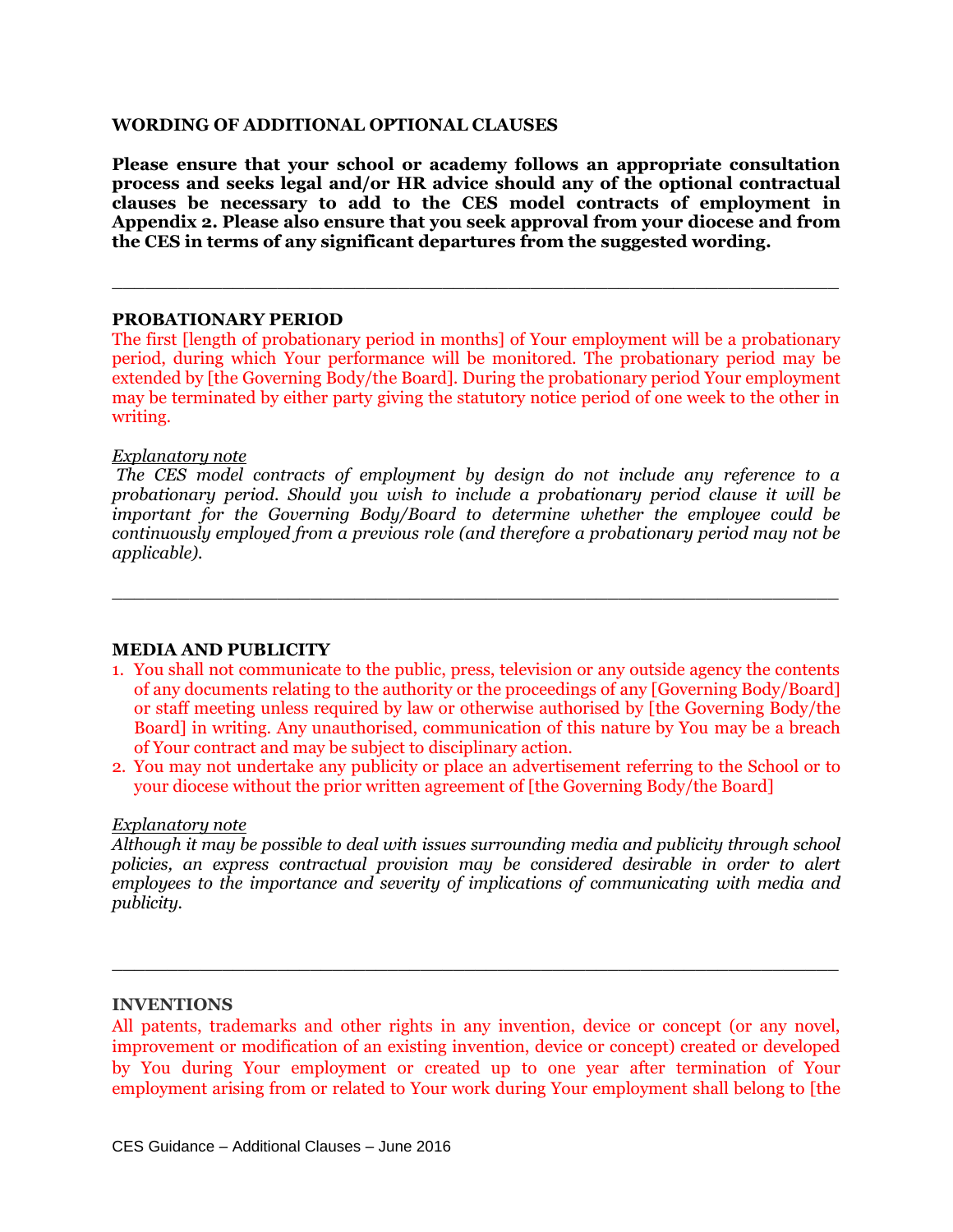**WORDING OF ADDITIONAL OPTIONAL CLAUSES**

**Please ensure that your school or academy follows an appropriate consultation process and seeks legal and/or HR advice should any of the optional contractual clauses be necessary to add to the CES model contracts of employment in Appendix 2. Please also ensure that you seek approval from your diocese and from the CES in terms of any significant departures from the suggested wording.**

---

**PROBATIONARY PERIOD**

The first [length of probationary period in months] of Your employment will be a probationary period, during which Your performance will be monitored. The probationary period may be extended by [the Governing Body/the Board]. During the probationary period Your employment may be terminated by either party giving the statutory notice period of one week to the other in writing.

*Explanatory note*

*The CES model contracts of employment by design do not include any reference to a probationary period. Should you wish to include a probationary period clause it will be important for the Governing Body/Board to determine whether the employee could be continuously employed from a previous role (and therefore a probationary period may not be applicable).*

---

**MEDIA AND PUBLICITY**

1. You shall not communicate to the public, press, television or any outside agency the contents of any documents relating to the authority or the proceedings of any [Governing Body/Board] or staff meeting unless required by law or otherwise authorised by [the Governing Body/the Board] in writing. Any unauthorised, communication of this nature by You may be a breach of Your contract and may be subject to disciplinary action.
2. You may not undertake any publicity or place an advertisement referring to the School or to your diocese without the prior written agreement of [the Governing Body/the Board]

*Explanatory note*

*Although it may be possible to deal with issues surrounding media and publicity through school policies, an express contractual provision may be considered desirable in order to alert employees to the importance and severity of implications of communicating with media and publicity.*

---

**INVENTIONS**

All patents, trademarks and other rights in any invention, device or concept (or any novel, improvement or modification of an existing invention, device or concept) created or developed by You during Your employment or created up to one year after termination of Your employment arising from or related to Your work during Your employment shall belong to [the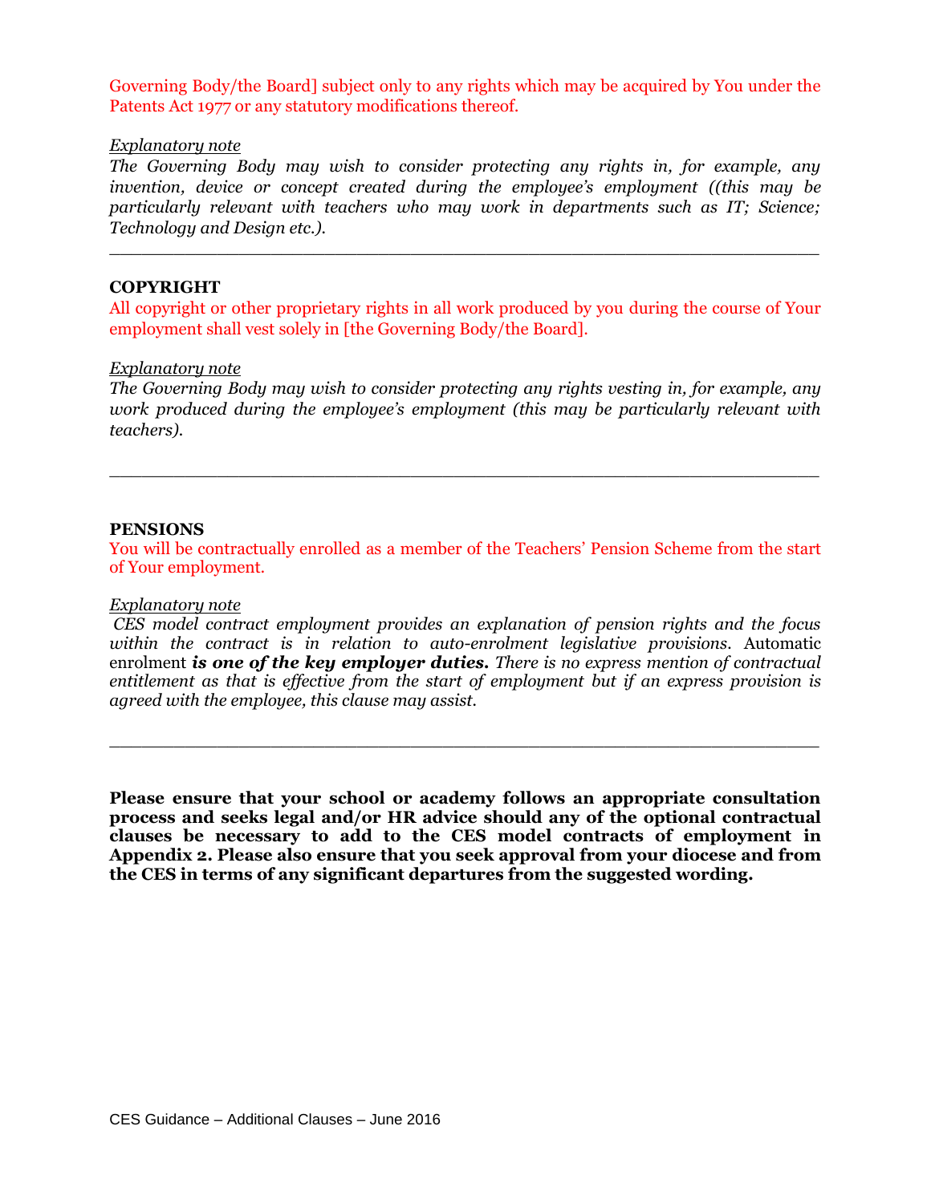Governing Body/the Board] subject only to any rights which may be acquired by You under the Patents Act 1977 or any statutory modifications thereof.

<u>*Explanatory note*</u>

*The Governing Body may wish to consider protecting any rights in, for example, any invention, device or concept created during the employee's employment ((this may be particularly relevant with teachers who may work in departments such as IT; Science; Technology and Design etc.).*

---

**COPYRIGHT**

All copyright or other proprietary rights in all work produced by you during the course of Your employment shall vest solely in [the Governing Body/the Board].

<u>*Explanatory note*</u>

*The Governing Body may wish to consider protecting any rights vesting in, for example, any work produced during the employee's employment (this may be particularly relevant with teachers).*

---

**PENSIONS**

You will be contractually enrolled as a member of the Teachers' Pension Scheme from the start of Your employment.

<u>*Explanatory note*</u>

*CES model contract employment provides an explanation of pension rights and the focus within the contract is in relation to auto-enrolment legislative provisions.* Automatic enrolment ***is one of the key employer duties.*** *There is no express mention of contractual entitlement as that is effective from the start of employment but if an express provision is agreed with the employee, this clause may assist.*

---

**Please ensure that your school or academy follows an appropriate consultation process and seeks legal and/or HR advice should any of the optional contractual clauses be necessary to add to the CES model contracts of employment in Appendix 2. Please also ensure that you seek approval from your diocese and from the CES in terms of any significant departures from the suggested wording.**